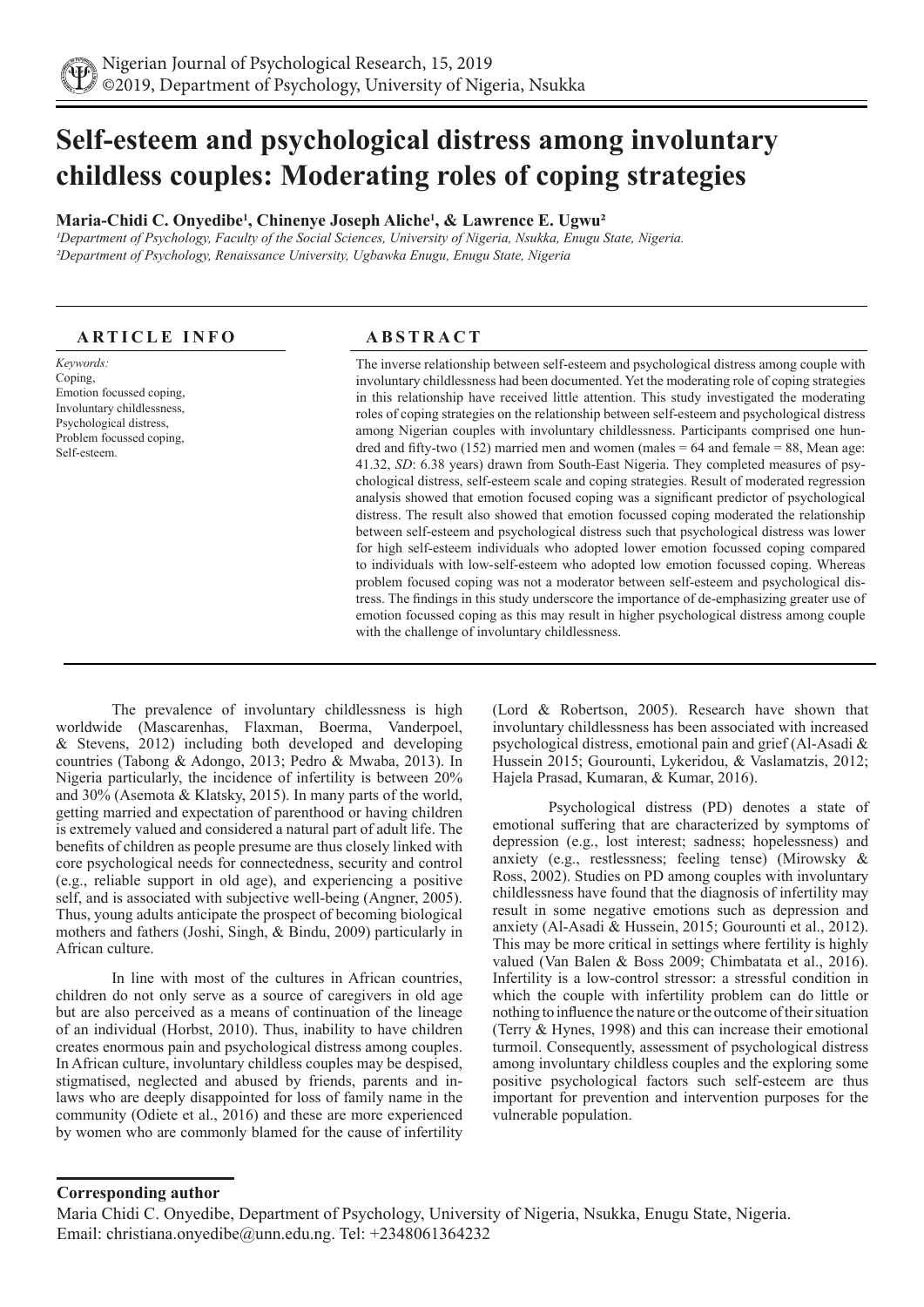# Self-esteem and psychological distress among involuntary childless couples: Moderating roles of coping strategies

**Maria-Chidi C. Onyedibe[1], Chinenye Joseph Aliche[1], & Lawrence E. Ugwu[2]**

*[1]Department of Psychology, Faculty of the Social Sciences, University of Nigeria, Nsukka, Enugu State, Nigeria.*
*[2]Department of Psychology, Renaissance University, Ugbawka Enugu, Enugu State, Nigeria*

## ARTICLE INFO

*Keywords:*
Coping,
Emotion focussed coping,
Involuntary childlessness,
Psychological distress,
Problem focussed coping,
Self-esteem.

## ABSTRACT

The inverse relationship between self-esteem and psychological distress among couple with involuntary childlessness had been documented. Yet the moderating role of coping strategies in this relationship have received little attention. This study investigated the moderating roles of coping strategies on the relationship between self-esteem and psychological distress among Nigerian couples with involuntary childlessness. Participants comprised one hundred and fifty-two (152) married men and women (males = 64 and female = 88, Mean age: 41.32, *SD*: 6.38 years) drawn from South-East Nigeria. They completed measures of psychological distress, self-esteem scale and coping strategies. Result of moderated regression analysis showed that emotion focused coping was a significant predictor of psychological distress. The result also showed that emotion focussed coping moderated the relationship between self-esteem and psychological distress such that psychological distress was lower for high self-esteem individuals who adopted lower emotion focussed coping compared to individuals with low-self-esteem who adopted low emotion focussed coping. Whereas problem focused coping was not a moderator between self-esteem and psychological distress. The findings in this study underscore the importance of de-emphasizing greater use of emotion focussed coping as this may result in higher psychological distress among couple with the challenge of involuntary childlessness.

The prevalence of involuntary childlessness is high worldwide (Mascarenhas, Flaxman, Boerma, Vanderpoel, & Stevens, 2012) including both developed and developing countries (Tabong & Adongo, 2013; Pedro & Mwaba, 2013). In Nigeria particularly, the incidence of infertility is between 20% and 30% (Asemota & Klatsky, 2015). In many parts of the world, getting married and expectation of parenthood or having children is extremely valued and considered a natural part of adult life. The benefits of children as people presume are thus closely linked with core psychological needs for connectedness, security and control (e.g., reliable support in old age), and experiencing a positive self, and is associated with subjective well-being (Angner, 2005). Thus, young adults anticipate the prospect of becoming biological mothers and fathers (Joshi, Singh, & Bindu, 2009) particularly in African culture.

In line with most of the cultures in African countries, children do not only serve as a source of caregivers in old age but are also perceived as a means of continuation of the lineage of an individual (Horbst, 2010). Thus, inability to have children creates enormous pain and psychological distress among couples. In African culture, involuntary childless couples may be despised, stigmatised, neglected and abused by friends, parents and in-laws who are deeply disappointed for loss of family name in the community (Odiete et al., 2016) and these are more experienced by women who are commonly blamed for the cause of infertility (Lord & Robertson, 2005). Research have shown that involuntary childlessness has been associated with increased psychological distress, emotional pain and grief (Al-Asadi & Hussein 2015; Gourounti, Lykeridou, & Vaslamatzis, 2012; Hajela Prasad, Kumaran, & Kumar, 2016).

Psychological distress (PD) denotes a state of emotional suffering that are characterized by symptoms of depression (e.g., lost interest; sadness; hopelessness) and anxiety (e.g., restlessness; feeling tense) (Mirowsky & Ross, 2002). Studies on PD among couples with involuntary childlessness have found that the diagnosis of infertility may result in some negative emotions such as depression and anxiety (Al-Asadi & Hussein, 2015; Gourounti et al., 2012). This may be more critical in settings where fertility is highly valued (Van Balen & Boss 2009; Chimbatata et al., 2016). Infertility is a low-control stressor: a stressful condition in which the couple with infertility problem can do little or nothing to influence the nature or the outcome of their situation (Terry & Hynes, 1998) and this can increase their emotional turmoil. Consequently, assessment of psychological distress among involuntary childless couples and the exploring some positive psychological factors such self-esteem are thus important for prevention and intervention purposes for the vulnerable population.

**Corresponding author**

Maria Chidi C. Onyedibe, Department of Psychology, University of Nigeria, Nsukka, Enugu State, Nigeria.
Email: christiana.onyedibe@unn.edu.ng. Tel: +2348061364232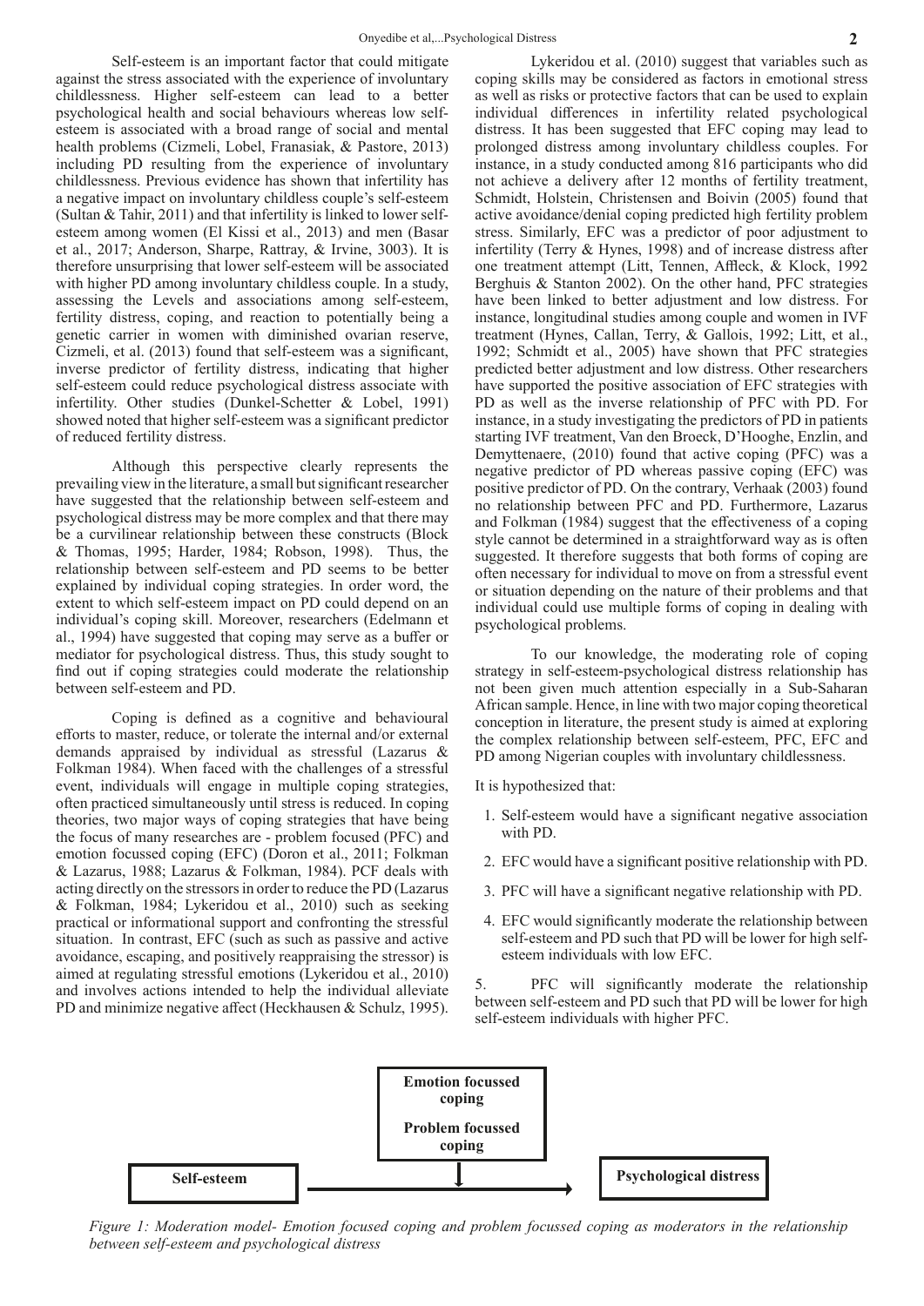Self-esteem is an important factor that could mitigate against the stress associated with the experience of involuntary childlessness. Higher self-esteem can lead to a better psychological health and social behaviours whereas low self-esteem is associated with a broad range of social and mental health problems (Cizmeli, Lobel, Franasiak, & Pastore, 2013) including PD resulting from the experience of involuntary childlessness. Previous evidence has shown that infertility has a negative impact on involuntary childless couple's self-esteem (Sultan & Tahir, 2011) and that infertility is linked to lower self-esteem among women (El Kissi et al., 2013) and men (Basar et al., 2017; Anderson, Sharpe, Rattray, & Irvine, 3003). It is therefore unsurprising that lower self-esteem will be associated with higher PD among involuntary childless couple. In a study, assessing the Levels and associations among self-esteem, fertility distress, coping, and reaction to potentially being a genetic carrier in women with diminished ovarian reserve, Cizmeli, et al. (2013) found that self-esteem was a significant, inverse predictor of fertility distress, indicating that higher self-esteem could reduce psychological distress associate with infertility. Other studies (Dunkel-Schetter & Lobel, 1991) showed noted that higher self-esteem was a significant predictor of reduced fertility distress.

Although this perspective clearly represents the prevailing view in the literature, a small but significant researcher have suggested that the relationship between self-esteem and psychological distress may be more complex and that there may be a curvilinear relationship between these constructs (Block & Thomas, 1995; Harder, 1984; Robson, 1998). Thus, the relationship between self-esteem and PD seems to be better explained by individual coping strategies. In order word, the extent to which self-esteem impact on PD could depend on an individual's coping skill. Moreover, researchers (Edelmann et al., 1994) have suggested that coping may serve as a buffer or mediator for psychological distress. Thus, this study sought to find out if coping strategies could moderate the relationship between self-esteem and PD.

Coping is defined as a cognitive and behavioural efforts to master, reduce, or tolerate the internal and/or external demands appraised by individual as stressful (Lazarus & Folkman 1984). When faced with the challenges of a stressful event, individuals will engage in multiple coping strategies, often practiced simultaneously until stress is reduced. In coping theories, two major ways of coping strategies that have being the focus of many researches are - problem focused (PFC) and emotion focussed coping (EFC) (Doron et al., 2011; Folkman & Lazarus, 1988; Lazarus & Folkman, 1984). PCF deals with acting directly on the stressors in order to reduce the PD (Lazarus & Folkman, 1984; Lykeridou et al., 2010) such as seeking practical or informational support and confronting the stressful situation. In contrast, EFC (such as such as passive and active avoidance, escaping, and positively reappraising the stressor) is aimed at regulating stressful emotions (Lykeridou et al., 2010) and involves actions intended to help the individual alleviate PD and minimize negative affect (Heckhausen & Schulz, 1995).

Lykeridou et al. (2010) suggest that variables such as coping skills may be considered as factors in emotional stress as well as risks or protective factors that can be used to explain individual differences in infertility related psychological distress. It has been suggested that EFC coping may lead to prolonged distress among involuntary childless couples. For instance, in a study conducted among 816 participants who did not achieve a delivery after 12 months of fertility treatment, Schmidt, Holstein, Christensen and Boivin (2005) found that active avoidance/denial coping predicted high fertility problem stress. Similarly, EFC was a predictor of poor adjustment to infertility (Terry & Hynes, 1998) and of increase distress after one treatment attempt (Litt, Tennen, Affleck, & Klock, 1992 Berghuis & Stanton 2002). On the other hand, PFC strategies have been linked to better adjustment and low distress. For instance, longitudinal studies among couple and women in IVF treatment (Hynes, Callan, Terry, & Gallois, 1992; Litt, et al., 1992; Schmidt et al., 2005) have shown that PFC strategies predicted better adjustment and low distress. Other researchers have supported the positive association of EFC strategies with PD as well as the inverse relationship of PFC with PD. For instance, in a study investigating the predictors of PD in patients starting IVF treatment, Van den Broeck, D'Hooghe, Enzlin, and Demyttenaere, (2010) found that active coping (PFC) was a negative predictor of PD whereas passive coping (EFC) was positive predictor of PD. On the contrary, Verhaak (2003) found no relationship between PFC and PD. Furthermore, Lazarus and Folkman (1984) suggest that the effectiveness of a coping style cannot be determined in a straightforward way as is often suggested. It therefore suggests that both forms of coping are often necessary for individual to move on from a stressful event or situation depending on the nature of their problems and that individual could use multiple forms of coping in dealing with psychological problems.

To our knowledge, the moderating role of coping strategy in self-esteem-psychological distress relationship has not been given much attention especially in a Sub-Saharan African sample. Hence, in line with two major coping theoretical conception in literature, the present study is aimed at exploring the complex relationship between self-esteem, PFC, EFC and PD among Nigerian couples with involuntary childlessness.

It is hypothesized that:

1. Self-esteem would have a significant negative association with PD.
2. EFC would have a significant positive relationship with PD.
3. PFC will have a significant negative relationship with PD.
4. EFC would significantly moderate the relationship between self-esteem and PD such that PD will be lower for high self-esteem individuals with low EFC.
5. PFC will significantly moderate the relationship between self-esteem and PD such that PD will be lower for high self-esteem individuals with higher PFC.

**Emotion focussed coping**

**Problem focussed coping**

**Self-esteem** → **Psychological distress**

*Figure 1: Moderation model- Emotion focused coping and problem focussed coping as moderators in the relationship between self-esteem and psychological distress*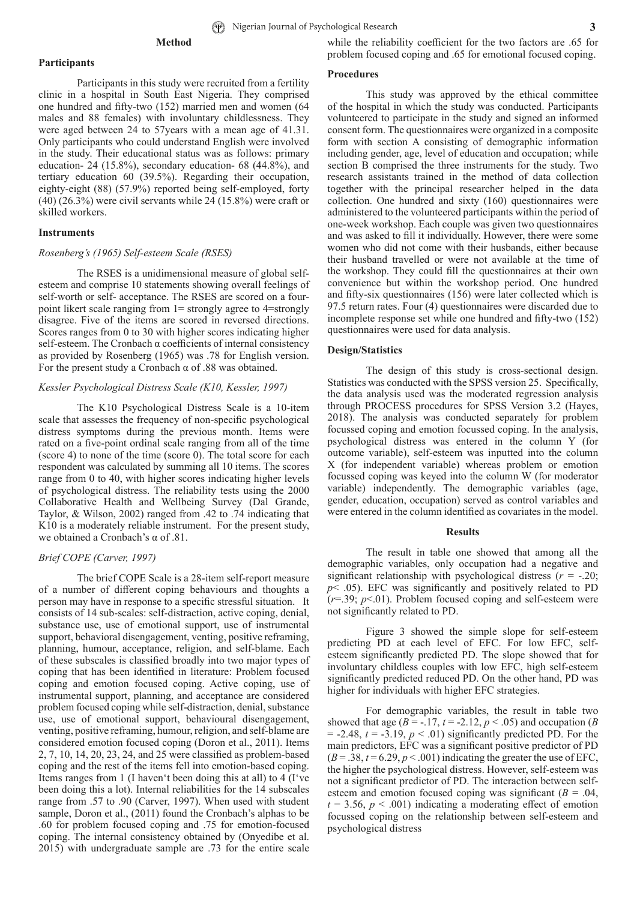## Method

### Participants

Participants in this study were recruited from a fertility clinic in a hospital in South East Nigeria. They comprised one hundred and fifty-two (152) married men and women (64 males and 88 females) with involuntary childlessness. They were aged between 24 to 57years with a mean age of 41.31. Only participants who could understand English were involved in the study. Their educational status was as follows: primary education- 24 (15.8%), secondary education- 68 (44.8%), and tertiary education 60 (39.5%). Regarding their occupation, eighty-eight (88) (57.9%) reported being self-employed, forty (40) (26.3%) were civil servants while 24 (15.8%) were craft or skilled workers.

### Instruments

*Rosenberg's (1965) Self-esteem Scale (RSES)*

The RSES is a unidimensional measure of global self-esteem and comprise 10 statements showing overall feelings of self-worth or self- acceptance. The RSES are scored on a four-point likert scale ranging from 1= strongly agree to 4=strongly disagree. Five of the items are scored in reversed directions. Scores ranges from 0 to 30 with higher scores indicating higher self-esteem. The Cronbach α coefficients of internal consistency as provided by Rosenberg (1965) was .78 for English version. For the present study a Cronbach α of .88 was obtained.

*Kessler Psychological Distress Scale (K10, Kessler, 1997)*

The K10 Psychological Distress Scale is a 10-item scale that assesses the frequency of non-specific psychological distress symptoms during the previous month. Items were rated on a five-point ordinal scale ranging from all of the time (score 4) to none of the time (score 0). The total score for each respondent was calculated by summing all 10 items. The scores range from 0 to 40, with higher scores indicating higher levels of psychological distress. The reliability tests using the 2000 Collaborative Health and Wellbeing Survey (Dal Grande, Taylor, & Wilson, 2002) ranged from .42 to .74 indicating that K10 is a moderately reliable instrument. For the present study, we obtained a Cronbach's α of .81.

*Brief COPE (Carver, 1997)*

The brief COPE Scale is a 28-item self-report measure of a number of different coping behaviours and thoughts a person may have in response to a specific stressful situation. It consists of 14 sub-scales: self-distraction, active coping, denial, substance use, use of emotional support, use of instrumental support, behavioral disengagement, venting, positive reframing, planning, humour, acceptance, religion, and self-blame. Each of these subscales is classified broadly into two major types of coping that has been identified in literature: Problem focused coping and emotion focused coping. Active coping, use of instrumental support, planning, and acceptance are considered problem focused coping while self-distraction, denial, substance use, use of emotional support, behavioural disengagement, venting, positive reframing, humour, religion, and self-blame are considered emotion focused coping (Doron et al., 2011). Items 2, 7, 10, 14, 20, 23, 24, and 25 were classified as problem-based coping and the rest of the items fell into emotion-based coping. Items ranges from 1 (I haven't been doing this at all) to 4 (I've been doing this a lot). Internal reliabilities for the 14 subscales range from .57 to .90 (Carver, 1997). When used with student sample, Doron et al., (2011) found the Cronbach's alphas to be .60 for problem focused coping and .75 for emotion-focused coping. The internal consistency obtained by (Onyedibe et al. 2015) with undergraduate sample are .73 for the entire scale while the reliability coefficient for the two factors are .65 for problem focused coping and .65 for emotional focused coping.

### Procedures

This study was approved by the ethical committee of the hospital in which the study was conducted. Participants volunteered to participate in the study and signed an informed consent form. The questionnaires were organized in a composite form with section A consisting of demographic information including gender, age, level of education and occupation; while section B comprised the three instruments for the study. Two research assistants trained in the method of data collection together with the principal researcher helped in the data collection. One hundred and sixty (160) questionnaires were administered to the volunteered participants within the period of one-week workshop. Each couple was given two questionnaires and was asked to fill it individually. However, there were some women who did not come with their husbands, either because their husband travelled or were not available at the time of the workshop. They could fill the questionnaires at their own convenience but within the workshop period. One hundred and fifty-six questionnaires (156) were later collected which is 97.5 return rates. Four (4) questionnaires were discarded due to incomplete response set while one hundred and fifty-two (152) questionnaires were used for data analysis.

### Design/Statistics

The design of this study is cross-sectional design. Statistics was conducted with the SPSS version 25. Specifically, the data analysis used was the moderated regression analysis through PROCESS procedures for SPSS Version 3.2 (Hayes, 2018). The analysis was conducted separately for problem focussed coping and emotion focussed coping. In the analysis, psychological distress was entered in the column Y (for outcome variable), self-esteem was inputted into the column X (for independent variable) whereas problem or emotion focussed coping was keyed into the column W (for moderator variable) independently. The demographic variables (age, gender, education, occupation) served as control variables and were entered in the column identified as covariates in the model.

## Results

The result in table one showed that among all the demographic variables, only occupation had a negative and significant relationship with psychological distress ($r$ = -.20; $p$< .05). EFC was significantly and positively related to PD ($r$=.39; $p$<.01). Problem focused coping and self-esteem were not significantly related to PD.

Figure 3 showed the simple slope for self-esteem predicting PD at each level of EFC. For low EFC, self-esteem significantly predicted PD. The slope showed that for involuntary childless couples with low EFC, high self-esteem significantly predicted reduced PD. On the other hand, PD was higher for individuals with higher EFC strategies.

For demographic variables, the result in table two showed that age ($B$ = -.17, $t$ = -2.12, $p$ < .05) and occupation ($B$ = -2.48, $t$ = -3.19, $p$ < .01) significantly predicted PD. For the main predictors, EFC was a significant positive predictor of PD ($B$ = .38, $t$ = 6.29, $p$ < .001) indicating the greater the use of EFC, the higher the psychological distress. However, self-esteem was not a significant predictor of PD. The interaction between self-esteem and emotion focused coping was significant ($B$ = .04, $t$ = 3.56, $p$ < .001) indicating a moderating effect of emotion focussed coping on the relationship between self-esteem and psychological distress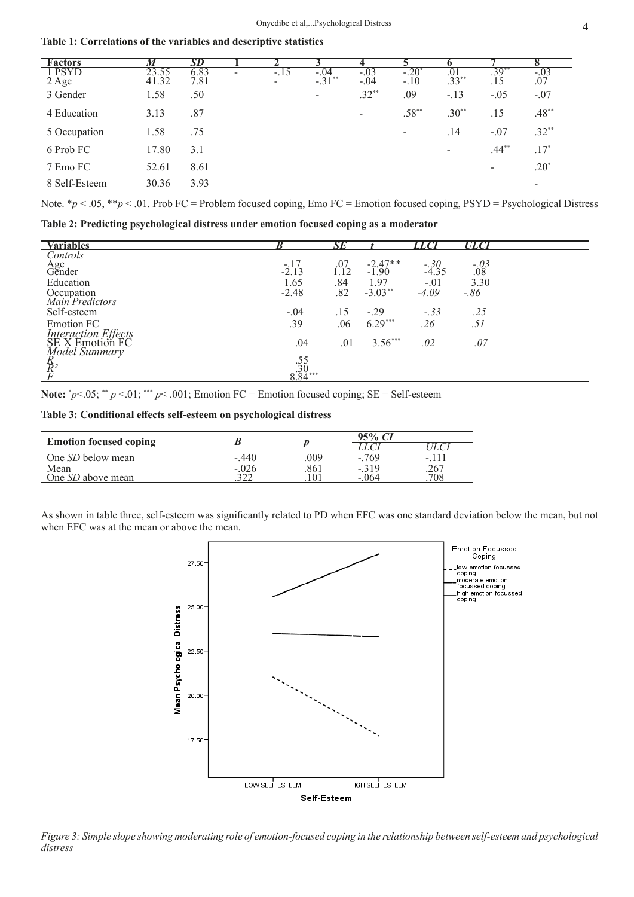**Table 1: Correlations of the variables and descriptive statistics**

| Factors | *M* | *SD* | 1 | 2 | 3 | 4 | 5 | 6 | 7 | 8 |
|---|---|---|---|---|---|---|---|---|---|---|
| 1 PSYD | 23.55 | 6.83 | - | -.15 | -.04 | -.03 | -.20* | .01 | .39** | -.03 |
| 2 Age | 41.32 | 7.81 | | - | -.31** | -.04 | -.10 | .33** | .15 | .07 |
| 3 Gender | 1.58 | .50 | | | - | .32** | .09 | -.13 | -.05 | -.07 |
| 4 Education | 3.13 | .87 | | | | - | .58** | .30** | .15 | .48** |
| 5 Occupation | 1.58 | .75 | | | | | - | .14 | -.07 | .32** |
| 6 Prob FC | 17.80 | 3.1 | | | | | | - | .44** | .17* |
| 7 Emo FC | 52.61 | 8.61 | | | | | | | - | .20* |
| 8 Self-Esteem | 30.36 | 3.93 | | | | | | | | - |

Note. *$p < .05$, **$p < .01$. Prob FC = Problem focused coping, Emo FC = Emotion focused coping, PSYD = Psychological Distress

**Table 2: Predicting psychological distress under emotion focused coping as a moderator**

| Variables | *B* | *SE* | *t* | *LLCI* | *ULCI* |
|---|---|---|---|---|---|
| *Controls* | | | | | |
| Age | -.17 | .07 | -2.47** | *-.30* | *-.03* |
| Gender | -2.13 | 1.12 | -1.90 | -4.35 | .08 |
| Education | 1.65 | .84 | 1.97 | -.01 | 3.30 |
| Occupation | -2.48 | .82 | -3.03** | *-4.09* | *-.86* |
| *Main Predictors* | | | | | |
| Self-esteem | -.04 | .15 | -.29 | *-.33* | *.25* |
| Emotion FC | .39 | .06 | 6.29*** | *.26* | *.51* |
| *Interaction Effects* | | | | | |
| SE X Emotion FC | .04 | .01 | 3.56*** | *.02* | *.07* |
| *Model Summary* | | | | | |
| *R* | .55 | | | | |
| *R²* | .30 | | | | |
| *F* | 8.84*** | | | | |

**Note:** *$p<.05$; ** $p<.01$; *** $p<.001$; Emotion FC = Emotion focused coping; SE = Self-esteem

**Table 3: Conditional effects self-esteem on psychological distress**

| Emotion focused coping | *B* | *p* | 95% *CI* | |
|---|---|---|---|---|
| | | | *LLCI* | *ULCI* |
| One *SD* below mean | -.440 | .009 | -.769 | -.111 |
| Mean | -.026 | .861 | -.319 | .267 |
| One *SD* above mean | .322 | .101 | -.064 | .708 |

As shown in table three, self-esteem was significantly related to PD when EFC was one standard deviation below the mean, but not when EFC was at the mean or above the mean.

*Figure 3: Simple slope showing moderating role of emotion-focused coping in the relationship between self-esteem and psychological distress*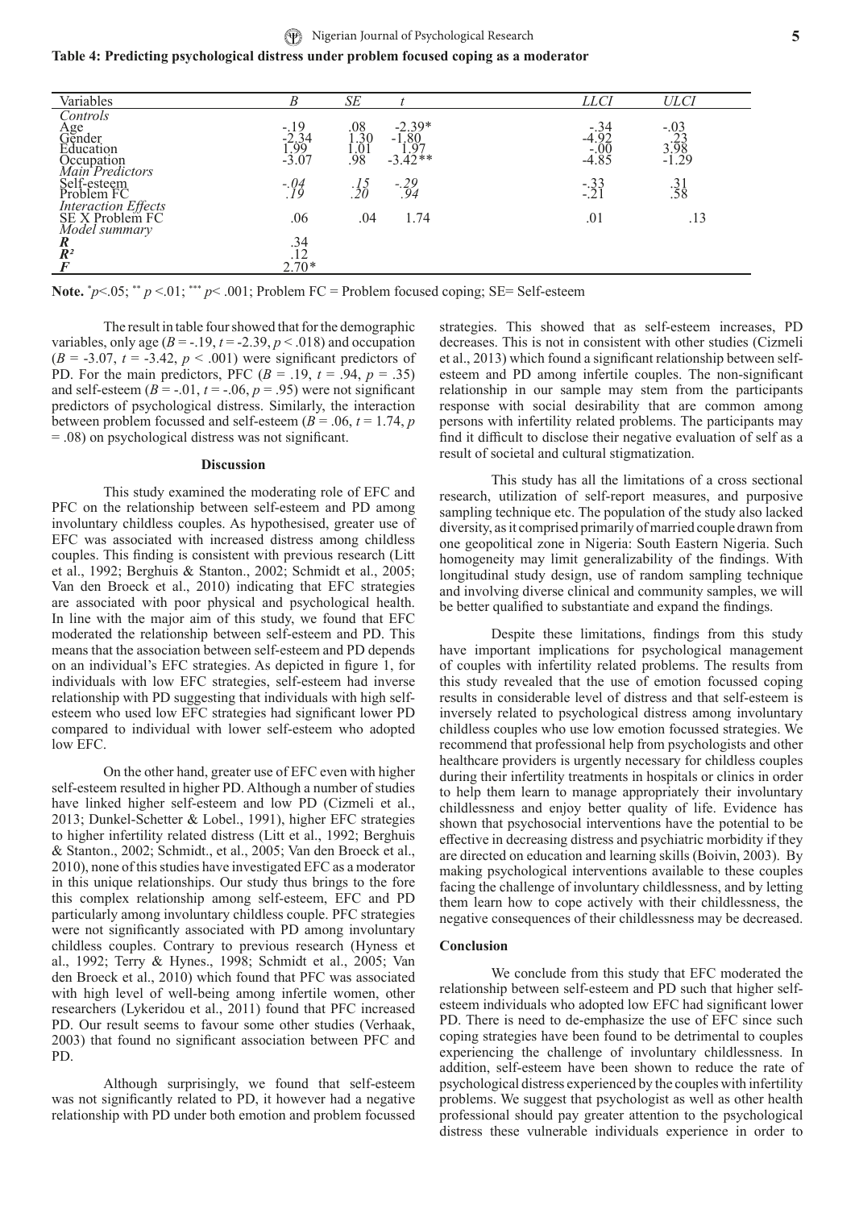**Table 4: Predicting psychological distress under problem focused coping as a moderator**

| Variables | *B* | *SE* | *t* | *LLCI* | *ULCI* |
|---|---|---|---|---|---|
| *Controls* | | | | | |
| Age | -.19 | .08 | -2.39* | -.34 | -.03 |
| Gender | -2.34 | 1.30 | -1.80 | -4.92 | .23 |
| Education | 1.99 | 1.01 | 1.97 | -.00 | 3.98 |
| Occupation | -3.07 | .98 | -3.42** | -4.85 | -1.29 |
| *Main Predictors* | | | | | |
| Self-esteem | -.04 | .15 | -.29 | -.33 | .31 |
| Problem FC | .19 | .20 | .94 | -.21 | .58 |
| *Interaction Effects* | | | | | |
| SE X Problem FC | .06 | .04 | 1.74 | .01 | .13 |
| *Model summary* | | | | | |
| ***R*** | .34 | | | | |
| ***R²*** | .12 | | | | |
| ***F*** | 2.70* | | | | |

**Note.** *$p$<.05; ** $p$ <.01; *** $p$< .001; Problem FC = Problem focused coping; SE= Self-esteem

The result in table four showed that for the demographic variables, only age ($B$ = -.19, $t$ = -2.39, $p$ < .018) and occupation ($B$ = -3.07, $t$ = -3.42, $p$ < .001) were significant predictors of PD. For the main predictors, PFC ($B$ = .19, $t$ = .94, $p$ = .35) and self-esteem ($B$ = -.01, $t$ = -.06, $p$ = .95) were not significant predictors of psychological distress. Similarly, the interaction between problem focussed and self-esteem ($B$ = .06, $t$ = 1.74, $p$ = .08) on psychological distress was not significant.

## Discussion

This study examined the moderating role of EFC and PFC on the relationship between self-esteem and PD among involuntary childless couples. As hypothesised, greater use of EFC was associated with increased distress among childless couples. This finding is consistent with previous research (Litt et al., 1992; Berghuis & Stanton., 2002; Schmidt et al., 2005; Van den Broeck et al., 2010) indicating that EFC strategies are associated with poor physical and psychological health. In line with the major aim of this study, we found that EFC moderated the relationship between self-esteem and PD. This means that the association between self-esteem and PD depends on an individual's EFC strategies. As depicted in figure 1, for individuals with low EFC strategies, self-esteem had inverse relationship with PD suggesting that individuals with high self-esteem who used low EFC strategies had significant lower PD compared to individual with lower self-esteem who adopted low EFC.

On the other hand, greater use of EFC even with higher self-esteem resulted in higher PD. Although a number of studies have linked higher self-esteem and low PD (Cizmeli et al., 2013; Dunkel-Schetter & Lobel., 1991), higher EFC strategies to higher infertility related distress (Litt et al., 1992; Berghuis & Stanton., 2002; Schmidt., et al., 2005; Van den Broeck et al., 2010), none of this studies have investigated EFC as a moderator in this unique relationships. Our study thus brings to the fore this complex relationship among self-esteem, EFC and PD particularly among involuntary childless couple. PFC strategies were not significantly associated with PD among involuntary childless couples. Contrary to previous research (Hyness et al., 1992; Terry & Hynes., 1998; Schmidt et al., 2005; Van den Broeck et al., 2010) which found that PFC was associated with high level of well-being among infertile women, other researchers (Lykeridou et al., 2011) found that PFC increased PD. Our result seems to favour some other studies (Verhaak, 2003) that found no significant association between PFC and PD.

Although surprisingly, we found that self-esteem was not significantly related to PD, it however had a negative relationship with PD under both emotion and problem focussed strategies. This showed that as self-esteem increases, PD decreases. This is not in consistent with other studies (Cizmeli et al., 2013) which found a significant relationship between self-esteem and PD among infertile couples. The non-significant relationship in our sample may stem from the participants response with social desirability that are common among persons with infertility related problems. The participants may find it difficult to disclose their negative evaluation of self as a result of societal and cultural stigmatization.

This study has all the limitations of a cross sectional research, utilization of self-report measures, and purposive sampling technique etc. The population of the study also lacked diversity, as it comprised primarily of married couple drawn from one geopolitical zone in Nigeria: South Eastern Nigeria. Such homogeneity may limit generalizability of the findings. With longitudinal study design, use of random sampling technique and involving diverse clinical and community samples, we will be better qualified to substantiate and expand the findings.

Despite these limitations, findings from this study have important implications for psychological management of couples with infertility related problems. The results from this study revealed that the use of emotion focussed coping results in considerable level of distress and that self-esteem is inversely related to psychological distress among involuntary childless couples who use low emotion focussed strategies. We recommend that professional help from psychologists and other healthcare providers is urgently necessary for childless couples during their infertility treatments in hospitals or clinics in order to help them learn to manage appropriately their involuntary childlessness and enjoy better quality of life. Evidence has shown that psychosocial interventions have the potential to be effective in decreasing distress and psychiatric morbidity if they are directed on education and learning skills (Boivin, 2003). By making psychological interventions available to these couples facing the challenge of involuntary childlessness, and by letting them learn how to cope actively with their childlessness, the negative consequences of their childlessness may be decreased.

### Conclusion

We conclude from this study that EFC moderated the relationship between self-esteem and PD such that higher self-esteem individuals who adopted low EFC had significant lower PD. There is need to de-emphasize the use of EFC since such coping strategies have been found to be detrimental to couples experiencing the challenge of involuntary childlessness. In addition, self-esteem have been shown to reduce the rate of psychological distress experienced by the couples with infertility problems. We suggest that psychologist as well as other health professional should pay greater attention to the psychological distress these vulnerable individuals experience in order to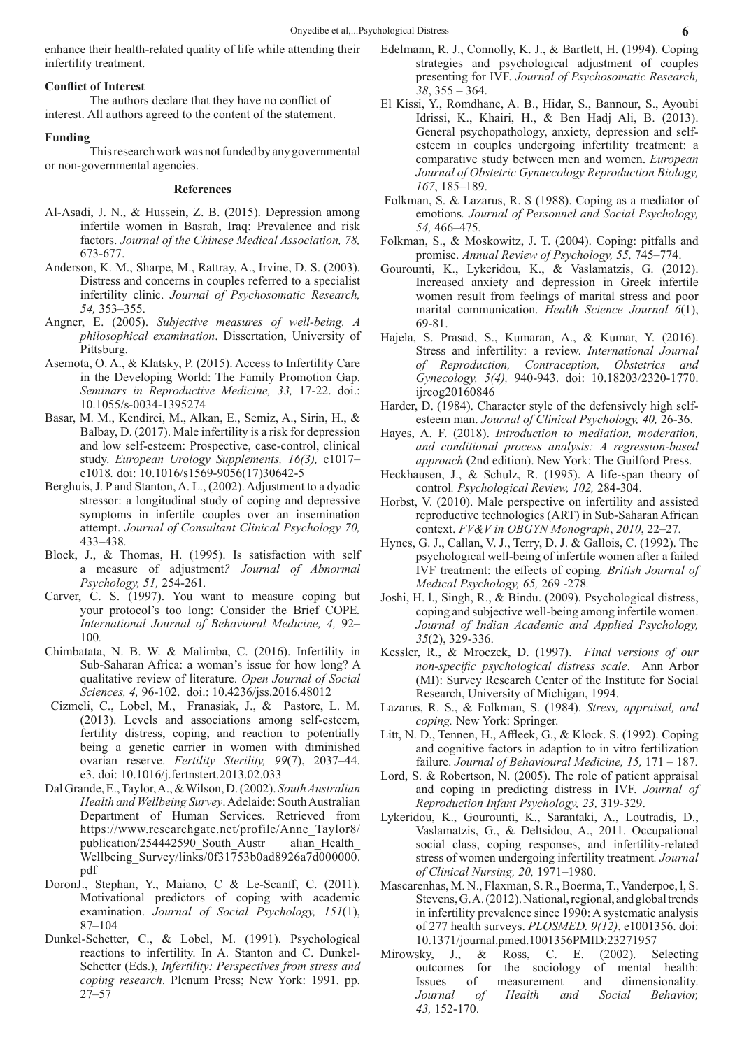enhance their health-related quality of life while attending their infertility treatment.

**Conflict of Interest**

The authors declare that they have no conflict of interest. All authors agreed to the content of the statement.

**Funding**

This research work was not funded by any governmental or non-governmental agencies.

### References

Al-Asadi, J. N., & Hussein, Z. B. (2015). Depression among infertile women in Basrah, Iraq: Prevalence and risk factors. *Journal of the Chinese Medical Association, 78,* 673-677.

Anderson, K. M., Sharpe, M., Rattray, A., Irvine, D. S. (2003). Distress and concerns in couples referred to a specialist infertility clinic. *Journal of Psychosomatic Research, 54,* 353–355.

Angner, E. (2005). *Subjective measures of well-being. A philosophical examination*. Dissertation, University of Pittsburg.

Asemota, O. A., & Klatsky, P. (2015). Access to Infertility Care in the Developing World: The Family Promotion Gap. *Seminars in Reproductive Medicine, 33,* 17-22. doi.: 10.1055/s-0034-1395274

Basar, M. M., Kendirci, M., Alkan, E., Semiz, A., Sirin, H., & Balbay, D. (2017). Male infertility is a risk for depression and low self-esteem: Prospective, case-control, clinical study. *European Urology Supplements, 16(3),* e1017–e1018*.* doi: 10.1016/s1569-9056(17)30642-5

Berghuis, J. P and Stanton, A. L., (2002). Adjustment to a dyadic stressor: a longitudinal study of coping and depressive symptoms in infertile couples over an insemination attempt. *Journal of Consultant Clinical Psychology 70,* 433–438*.*

Block, J., & Thomas, H. (1995). Is satisfaction with self a measure of adjustment*? Journal of Abnormal Psychology, 51,* 254-261*.*

Carver, C. S. (1997). You want to measure coping but your protocol's too long: Consider the Brief COPE*. International Journal of Behavioral Medicine, 4,* 92–100*.*

Chimbatata, N. B. W. & Malimba, C. (2016). Infertility in Sub-Saharan Africa: a woman's issue for how long? A qualitative review of literature. *Open Journal of Social Sciences, 4,* 96-102. doi.: 10.4236/jss.2016.48012

Cizmeli, C., Lobel, M., Franasiak, J., & Pastore, L. M. (2013). Levels and associations among self-esteem, fertility distress, coping, and reaction to potentially being a genetic carrier in women with diminished ovarian reserve. *Fertility Sterility, 99*(7), 2037–44. e3. doi: 10.1016/j.fertnstert.2013.02.033

Dal Grande, E., Taylor, A., & Wilson, D. (2002). *South Australian Health and Wellbeing Survey*. Adelaide: South Australian Department of Human Services. Retrieved from https://www.researchgate.net/profile/Anne_Taylor8/publication/254442590_South_Austr alian_Health_Wellbeing_Survey/links/0f31753b0ad8926a7d000000.pdf

DoronJ., Stephan, Y., Maiano, C & Le-Scanff, C. (2011). Motivational predictors of coping with academic examination. *Journal of Social Psychology, 151*(1), 87–104

Dunkel-Schetter, C., & Lobel, M. (1991). Psychological reactions to infertility. In A. Stanton and C. Dunkel-Schetter (Eds.), *Infertility: Perspectives from stress and coping research*. Plenum Press; New York: 1991. pp. 27–57

Edelmann, R. J., Connolly, K. J., & Bartlett, H. (1994). Coping strategies and psychological adjustment of couples presenting for IVF. *Journal of Psychosomatic Research, 38*, 355 – 364.

El Kissi, Y., Romdhane, A. B., Hidar, S., Bannour, S., Ayoubi Idrissi, K., Khairi, H., & Ben Hadj Ali, B. (2013). General psychopathology, anxiety, depression and self-esteem in couples undergoing infertility treatment: a comparative study between men and women. *European Journal of Obstetric Gynaecology Reproduction Biology, 167*, 185–189.

Folkman, S. & Lazarus, R. S (1988). Coping as a mediator of emotions*. Journal of Personnel and Social Psychology, 54,* 466–475*.*

Folkman, S., & Moskowitz, J. T. (2004). Coping: pitfalls and promise. *Annual Review of Psychology, 55,* 745–774.

Gourounti, K., Lykeridou, K., & Vaslamatzis, G. (2012). Increased anxiety and depression in Greek infertile women result from feelings of marital stress and poor marital communication. *Health Science Journal 6*(1), 69-81.

Hajela, S. Prasad, S., Kumaran, A., & Kumar, Y. (2016). Stress and infertility: a review. *International Journal of Reproduction, Contraception, Obstetrics and Gynecology, 5(4),* 940-943. doi: 10.18203/2320-1770.ijrcog20160846

Harder, D. (1984). Character style of the defensively high self-esteem man. *Journal of Clinical Psychology, 40,* 26-36.

Hayes, A. F. (2018). *Introduction to mediation, moderation, and conditional process analysis: A regression-based approach* (2nd edition). New York: The Guilford Press.

Heckhausen, J., & Schulz, R. (1995). A life-span theory of control*. Psychological Review, 102,* 284-304.

Horbst, V. (2010). Male perspective on infertility and assisted reproductive technologies (ART) in Sub-Saharan African context. *FV&V in OBGYN Monograph*, *2010*, 22–27*.*

Hynes, G. J., Callan, V. J., Terry, D. J. & Gallois, C. (1992). The psychological well-being of infertile women after a failed IVF treatment: the effects of coping*. British Journal of Medical Psychology, 65,* 269 -278*.*

Joshi, H. l., Singh, R., & Bindu. (2009). Psychological distress, coping and subjective well-being among infertile women. *Journal of Indian Academic and Applied Psychology, 35*(2), 329-336.

Kessler, R., & Mroczek, D. (1997). *Final versions of our non-specific psychological distress scale*. Ann Arbor (MI): Survey Research Center of the Institute for Social Research, University of Michigan, 1994.

Lazarus, R. S., & Folkman, S. (1984). *Stress, appraisal, and coping.* New York: Springer.

Litt, N. D., Tennen, H., Affleek, G., & Klock. S. (1992). Coping and cognitive factors in adaption to in vitro fertilization failure. *Journal of Behavioural Medicine, 15,* 171 – 187*.*

Lord, S. & Robertson, N. (2005). The role of patient appraisal and coping in predicting distress in IVF. *Journal of Reproduction Infant Psychology, 23,* 319-329.

Lykeridou, K., Gourounti, K., Sarantaki, A., Loutradis, D., Vaslamatzis, G., & Deltsidou, A., 2011. Occupational social class, coping responses, and infertility-related stress of women undergoing infertility treatment*. Journal of Clinical Nursing, 20,* 1971–1980.

Mascarenhas, M. N., Flaxman, S. R., Boerma, T., Vanderpoe, l, S. Stevens, G. A. (2012). National, regional, and global trends in infertility prevalence since 1990: A systematic analysis of 277 health surveys. *PLOSMED. 9(12)*, e1001356. doi: 10.1371/journal.pmed.1001356PMID:23271957

Mirowsky, J., & Ross, C. E. (2002). Selecting outcomes for the sociology of mental health: Issues of measurement and dimensionality. *Journal of Health and Social Behavior, 43,* 152-170.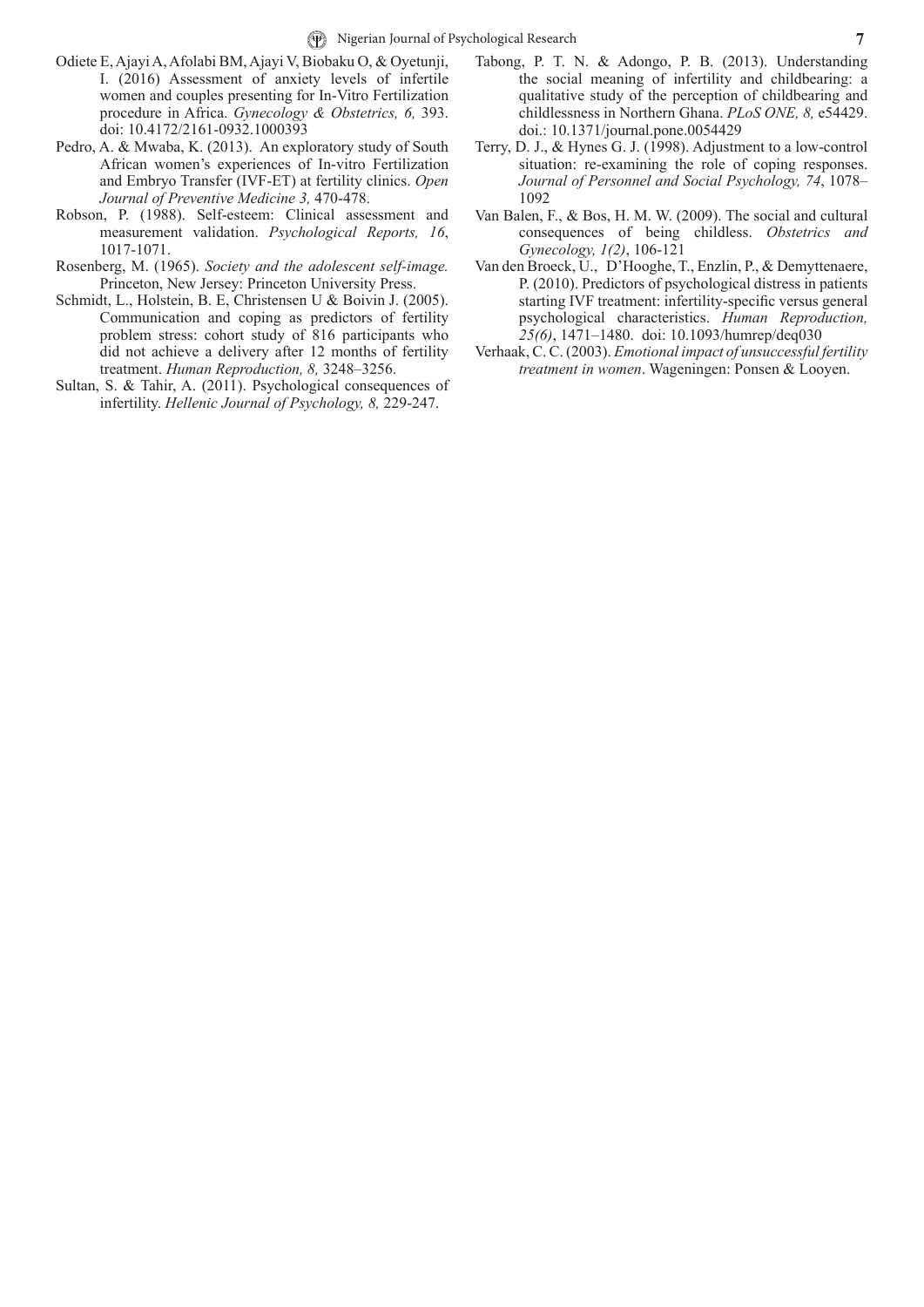Odiete E, Ajayi A, Afolabi BM, Ajayi V, Biobaku O, & Oyetunji, I. (2016) Assessment of anxiety levels of infertile women and couples presenting for In-Vitro Fertilization procedure in Africa. *Gynecology & Obstetrics, 6,* 393. doi: 10.4172/2161-0932.1000393

Pedro, A. & Mwaba, K. (2013). An exploratory study of South African women's experiences of In-vitro Fertilization and Embryo Transfer (IVF-ET) at fertility clinics. *Open Journal of Preventive Medicine 3,* 470-478.

Robson, P. (1988). Self-esteem: Clinical assessment and measurement validation. *Psychological Reports, 16*, 1017-1071.

Rosenberg, M. (1965). *Society and the adolescent self-image.* Princeton, New Jersey: Princeton University Press.

Schmidt, L., Holstein, B. E, Christensen U & Boivin J. (2005). Communication and coping as predictors of fertility problem stress: cohort study of 816 participants who did not achieve a delivery after 12 months of fertility treatment. *Human Reproduction, 8,* 3248–3256.

Sultan, S. & Tahir, A. (2011). Psychological consequences of infertility. *Hellenic Journal of Psychology, 8,* 229-247.

Tabong, P. T. N. & Adongo, P. B. (2013). Understanding the social meaning of infertility and childbearing: a qualitative study of the perception of childbearing and childlessness in Northern Ghana. *PLoS ONE, 8,* e54429. doi.: 10.1371/journal.pone.0054429

Terry, D. J., & Hynes G. J. (1998). Adjustment to a low-control situation: re-examining the role of coping responses. *Journal of Personnel and Social Psychology, 74*, 1078–1092

Van Balen, F., & Bos, H. M. W. (2009). The social and cultural consequences of being childless. *Obstetrics and Gynecology, 1(2)*, 106-121

Van den Broeck, U., D'Hooghe, T., Enzlin, P., & Demyttenaere, P. (2010). Predictors of psychological distress in patients starting IVF treatment: infertility-specific versus general psychological characteristics. *Human Reproduction, 25(6)*, 1471–1480. doi: 10.1093/humrep/deq030

Verhaak, C. C. (2003). *Emotional impact of unsuccessful fertility treatment in women*. Wageningen: Ponsen & Looyen.